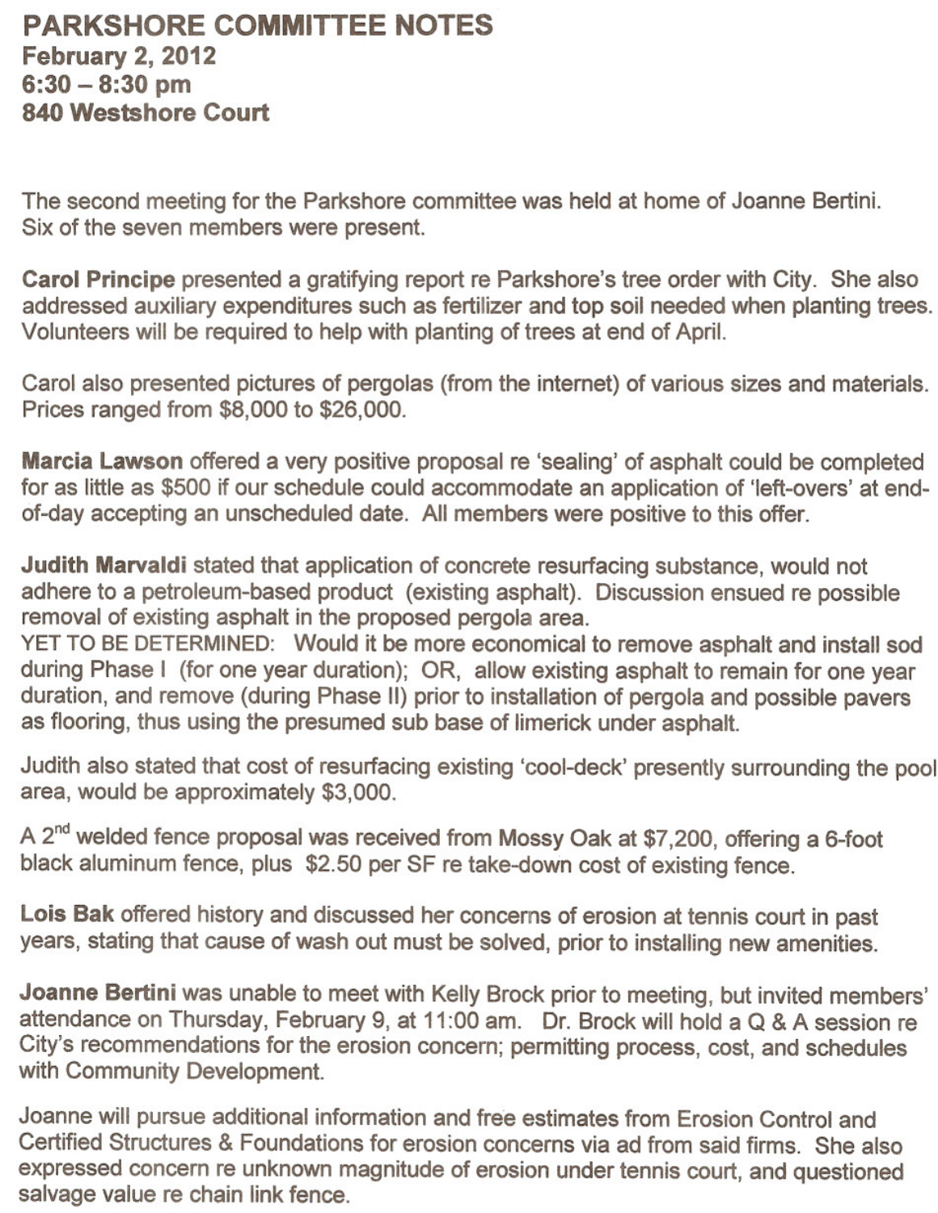# PARKSHORE COMMITTEE NOTES

**February 2, 2012**
**6:30 – 8:30 pm**
**840 Westshore Court**

The second meeting for the Parkshore committee was held at home of Joanne Bertini. Six of the seven members were present.

**Carol Principe** presented a gratifying report re Parkshore's tree order with City. She also addressed auxiliary expenditures such as fertilizer and top soil needed when planting trees. Volunteers will be required to help with planting of trees at end of April.

Carol also presented pictures of pergolas (from the internet) of various sizes and materials. Prices ranged from $8,000 to $26,000.

**Marcia Lawson** offered a very positive proposal re 'sealing' of asphalt could be completed for as little as $500 if our schedule could accommodate an application of 'left-overs' at end-of-day accepting an unscheduled date. All members were positive to this offer.

**Judith Marvaldi** stated that application of concrete resurfacing substance, would not adhere to a petroleum-based product (existing asphalt). Discussion ensued re possible removal of existing asphalt in the proposed pergola area.
YET TO BE DETERMINED: Would it be more economical to remove asphalt and install sod during Phase I (for one year duration); OR, allow existing asphalt to remain for one year duration, and remove (during Phase II) prior to installation of pergola and possible pavers as flooring, thus using the presumed sub base of limerick under asphalt.

Judith also stated that cost of resurfacing existing 'cool-deck' presently surrounding the pool area, would be approximately $3,000.

A 2nd welded fence proposal was received from Mossy Oak at $7,200, offering a 6-foot black aluminum fence, plus $2.50 per SF re take-down cost of existing fence.

**Lois Bak** offered history and discussed her concerns of erosion at tennis court in past years, stating that cause of wash out must be solved, prior to installing new amenities.

**Joanne Bertini** was unable to meet with Kelly Brock prior to meeting, but invited members' attendance on Thursday, February 9, at 11:00 am. Dr. Brock will hold a Q & A session re City's recommendations for the erosion concern; permitting process, cost, and schedules with Community Development.

Joanne will pursue additional information and free estimates from Erosion Control and Certified Structures & Foundations for erosion concerns via ad from said firms. She also expressed concern re unknown magnitude of erosion under tennis court, and questioned salvage value re chain link fence.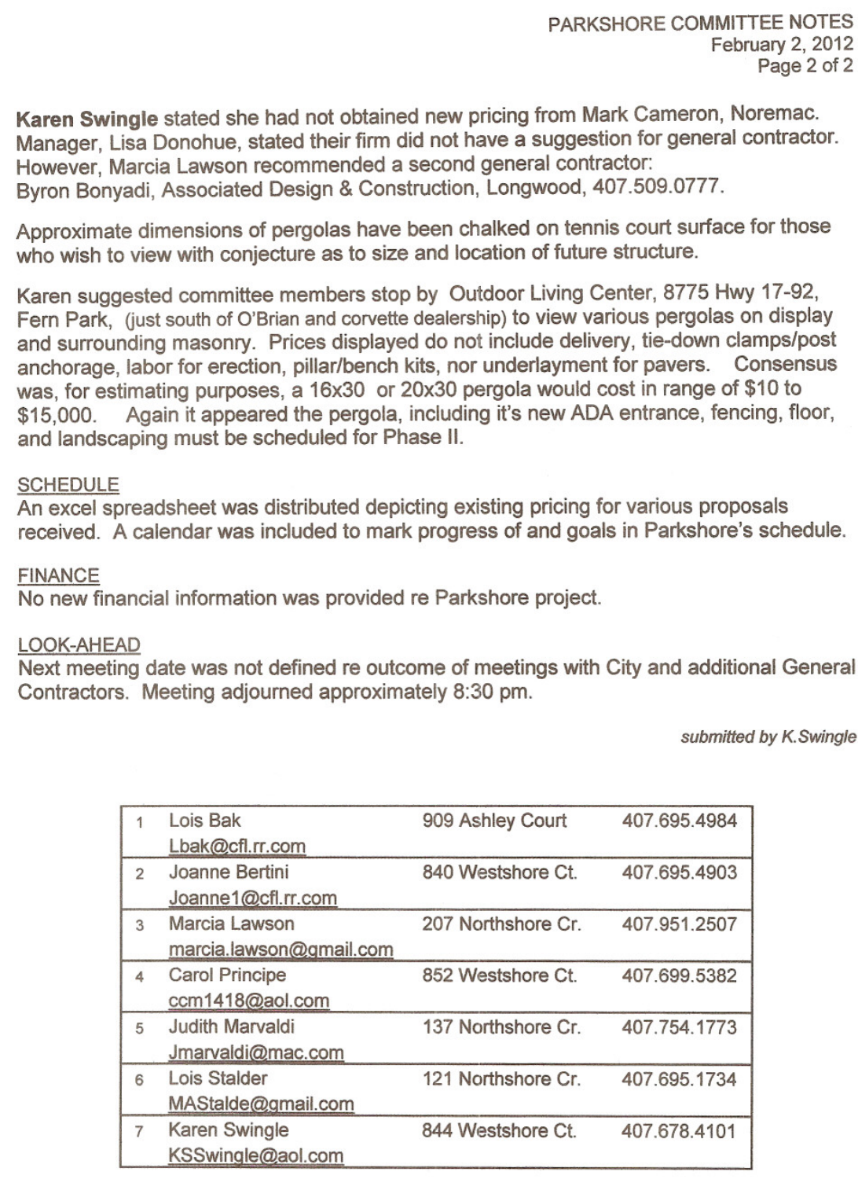**Karen Swingle** stated she had not obtained new pricing from Mark Cameron, Noremac. Manager, Lisa Donohue, stated their firm did not have a suggestion for general contractor. However, Marcia Lawson recommended a second general contractor:
Byron Bonyadi, Associated Design & Construction, Longwood, 407.509.0777.

Approximate dimensions of pergolas have been chalked on tennis court surface for those who wish to view with conjecture as to size and location of future structure.

Karen suggested committee members stop by Outdoor Living Center, 8775 Hwy 17-92, Fern Park, (just south of O'Brian and corvette dealership) to view various pergolas on display and surrounding masonry. Prices displayed do not include delivery, tie-down clamps/post anchorage, labor for erection, pillar/bench kits, nor underlayment for pavers. Consensus was, for estimating purposes, a 16x30 or 20x30 pergola would cost in range of $10 to $15,000. Again it appeared the pergola, including it's new ADA entrance, fencing, floor, and landscaping must be scheduled for Phase II.

<u>SCHEDULE</u>
An excel spreadsheet was distributed depicting existing pricing for various proposals received. A calendar was included to mark progress of and goals in Parkshore's schedule.

<u>FINANCE</u>
No new financial information was provided re Parkshore project.

<u>LOOK-AHEAD</u>
Next meeting date was not defined re outcome of meetings with City and additional General Contractors. Meeting adjourned approximately 8:30 pm.

*submitted by K.Swingle*

| | | | |
|---|---|---|---|
| 1 | Lois Bak<br>Lbak@cfl.rr.com | 909 Ashley Court | 407.695.4984 |
| 2 | Joanne Bertini<br>Joanne1@cfl.rr.com | 840 Westshore Ct. | 407.695.4903 |
| 3 | Marcia Lawson<br>marcia.lawson@gmail.com | 207 Northshore Cr. | 407.951.2507 |
| 4 | Carol Principe<br>ccm1418@aol.com | 852 Westshore Ct. | 407.699.5382 |
| 5 | Judith Marvaldi<br>Jmarvaldi@mac.com | 137 Northshore Cr. | 407.754.1773 |
| 6 | Lois Stalder<br>MAStalde@gmail.com | 121 Northshore Cr. | 407.695.1734 |
| 7 | Karen Swingle<br>KSSwingle@aol.com | 844 Westshore Ct. | 407.678.4101 |